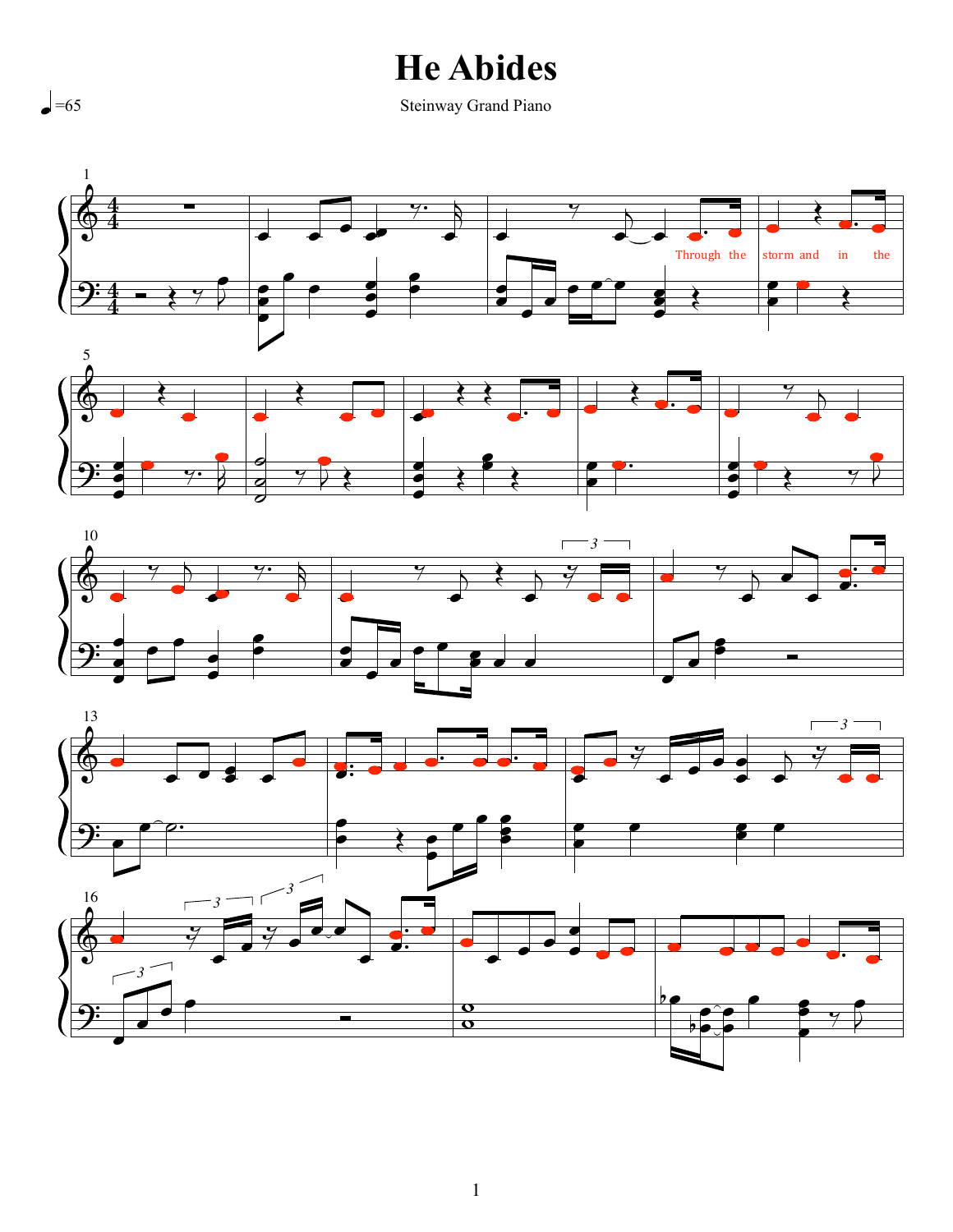# He Abides

♩=65

Steinway Grand Piano

Through the storm and in the